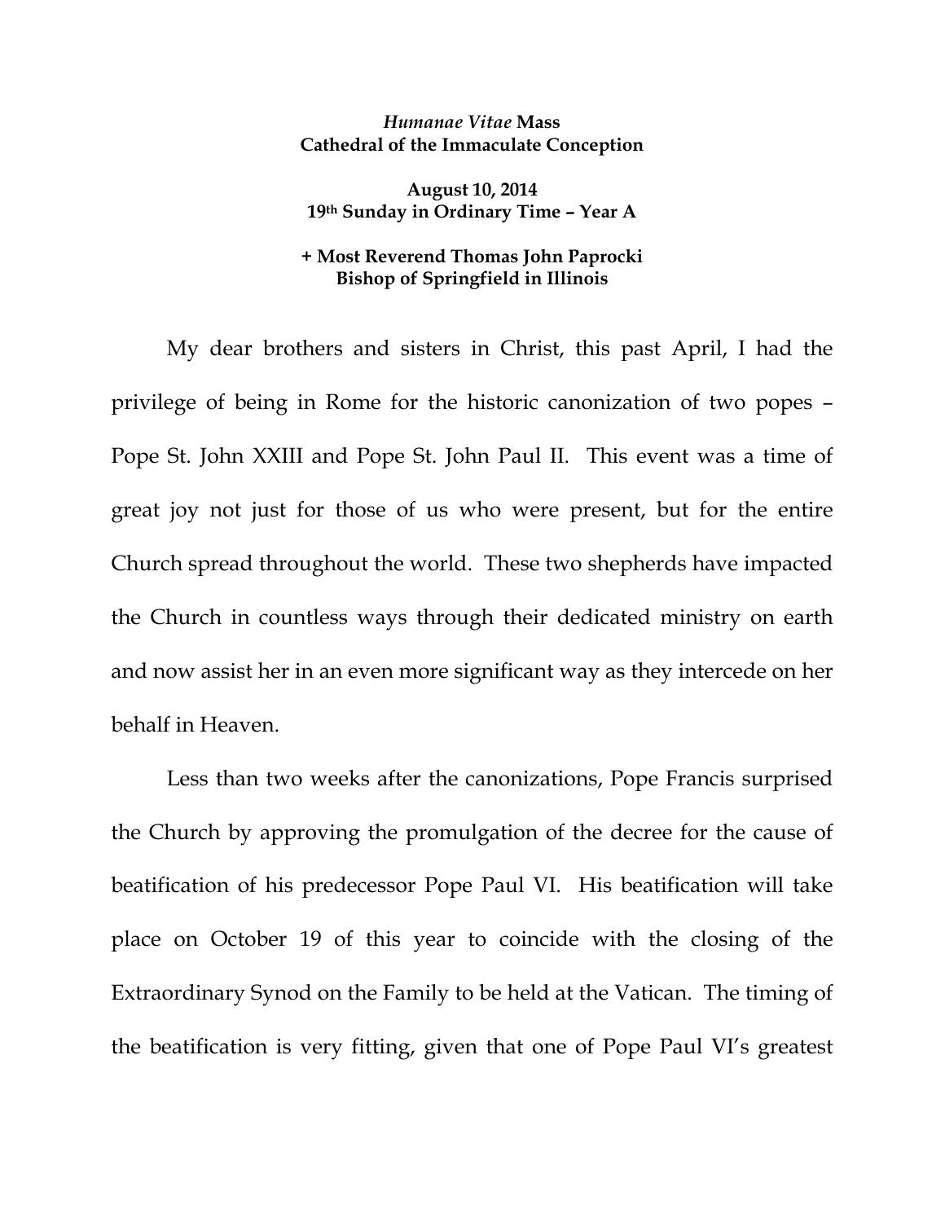**_Humanae Vitae_ Mass**
**Cathedral of the Immaculate Conception**

**August 10, 2014**
**19th Sunday in Ordinary Time – Year A**

**+ Most Reverend Thomas John Paprocki**
**Bishop of Springfield in Illinois**

My dear brothers and sisters in Christ, this past April, I had the privilege of being in Rome for the historic canonization of two popes – Pope St. John XXIII and Pope St. John Paul II. This event was a time of great joy not just for those of us who were present, but for the entire Church spread throughout the world. These two shepherds have impacted the Church in countless ways through their dedicated ministry on earth and now assist her in an even more significant way as they intercede on her behalf in Heaven.

Less than two weeks after the canonizations, Pope Francis surprised the Church by approving the promulgation of the decree for the cause of beatification of his predecessor Pope Paul VI. His beatification will take place on October 19 of this year to coincide with the closing of the Extraordinary Synod on the Family to be held at the Vatican. The timing of the beatification is very fitting, given that one of Pope Paul VI's greatest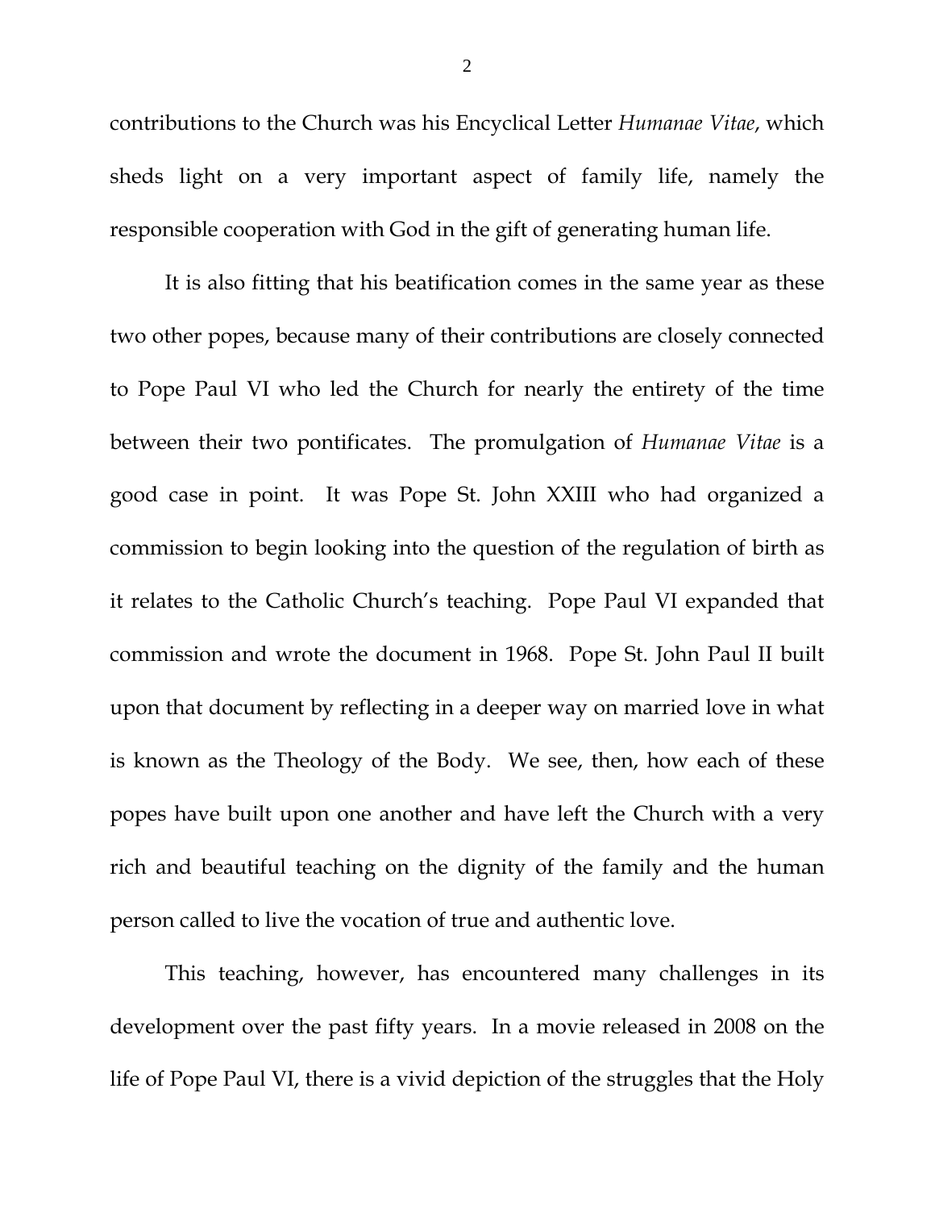contributions to the Church was his Encyclical Letter *Humanae Vitae*, which sheds light on a very important aspect of family life, namely the responsible cooperation with God in the gift of generating human life.

It is also fitting that his beatification comes in the same year as these two other popes, because many of their contributions are closely connected to Pope Paul VI who led the Church for nearly the entirety of the time between their two pontificates. The promulgation of *Humanae Vitae* is a good case in point. It was Pope St. John XXIII who had organized a commission to begin looking into the question of the regulation of birth as it relates to the Catholic Church's teaching. Pope Paul VI expanded that commission and wrote the document in 1968. Pope St. John Paul II built upon that document by reflecting in a deeper way on married love in what is known as the Theology of the Body. We see, then, how each of these popes have built upon one another and have left the Church with a very rich and beautiful teaching on the dignity of the family and the human person called to live the vocation of true and authentic love.

This teaching, however, has encountered many challenges in its development over the past fifty years. In a movie released in 2008 on the life of Pope Paul VI, there is a vivid depiction of the struggles that the Holy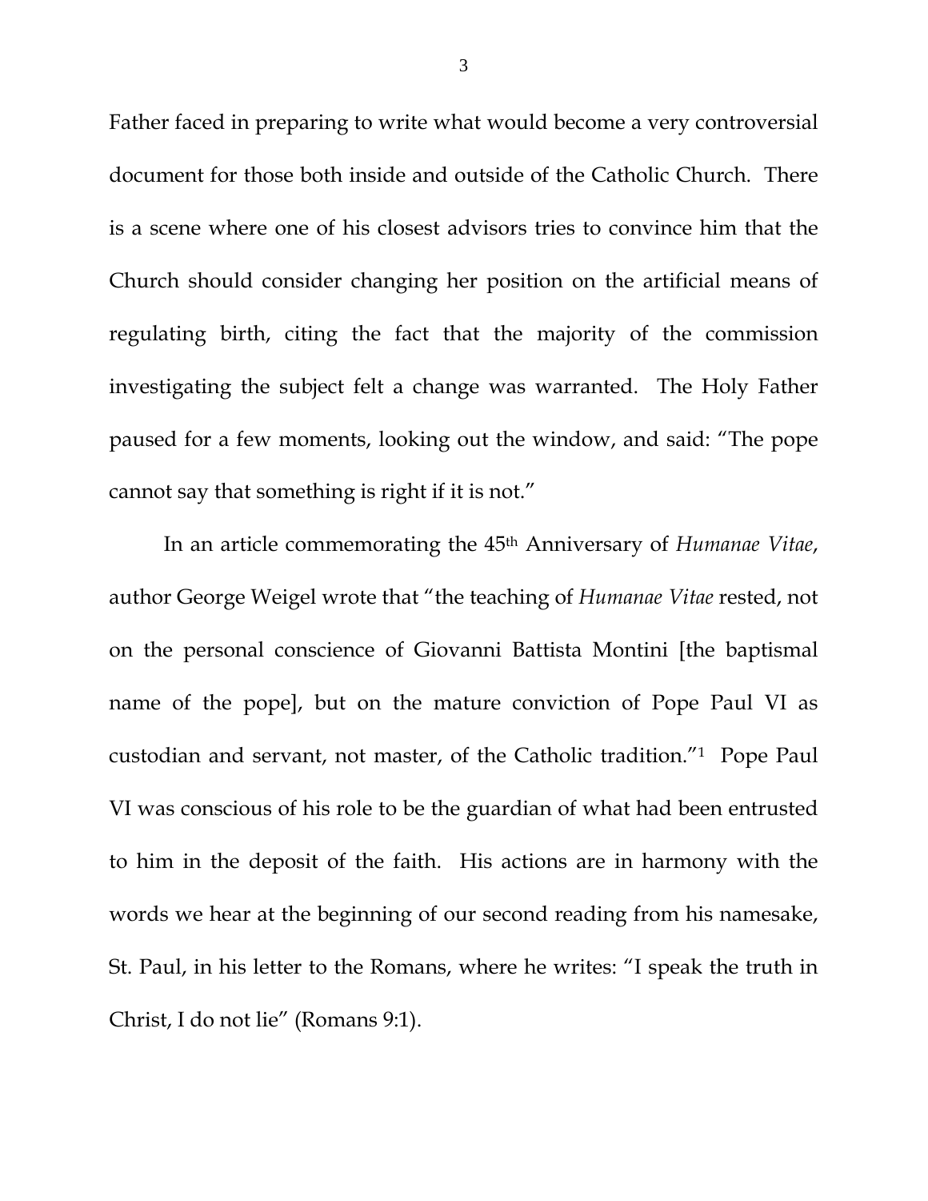Father faced in preparing to write what would become a very controversial document for those both inside and outside of the Catholic Church. There is a scene where one of his closest advisors tries to convince him that the Church should consider changing her position on the artificial means of regulating birth, citing the fact that the majority of the commission investigating the subject felt a change was warranted. The Holy Father paused for a few moments, looking out the window, and said: "The pope cannot say that something is right if it is not."

In an article commemorating the 45th Anniversary of *Humanae Vitae*, author George Weigel wrote that "the teaching of *Humanae Vitae* rested, not on the personal conscience of Giovanni Battista Montini [the baptismal name of the pope], but on the mature conviction of Pope Paul VI as custodian and servant, not master, of the Catholic tradition."[1] Pope Paul VI was conscious of his role to be the guardian of what had been entrusted to him in the deposit of the faith. His actions are in harmony with the words we hear at the beginning of our second reading from his namesake, St. Paul, in his letter to the Romans, where he writes: "I speak the truth in Christ, I do not lie" (Romans 9:1).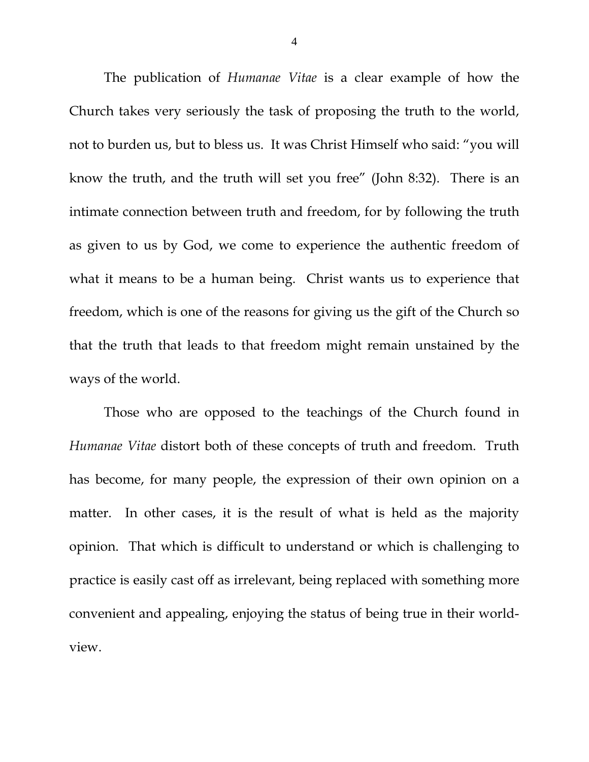The publication of *Humanae Vitae* is a clear example of how the Church takes very seriously the task of proposing the truth to the world, not to burden us, but to bless us. It was Christ Himself who said: "you will know the truth, and the truth will set you free" (John 8:32). There is an intimate connection between truth and freedom, for by following the truth as given to us by God, we come to experience the authentic freedom of what it means to be a human being. Christ wants us to experience that freedom, which is one of the reasons for giving us the gift of the Church so that the truth that leads to that freedom might remain unstained by the ways of the world.

Those who are opposed to the teachings of the Church found in *Humanae Vitae* distort both of these concepts of truth and freedom. Truth has become, for many people, the expression of their own opinion on a matter. In other cases, it is the result of what is held as the majority opinion. That which is difficult to understand or which is challenging to practice is easily cast off as irrelevant, being replaced with something more convenient and appealing, enjoying the status of being true in their world-view.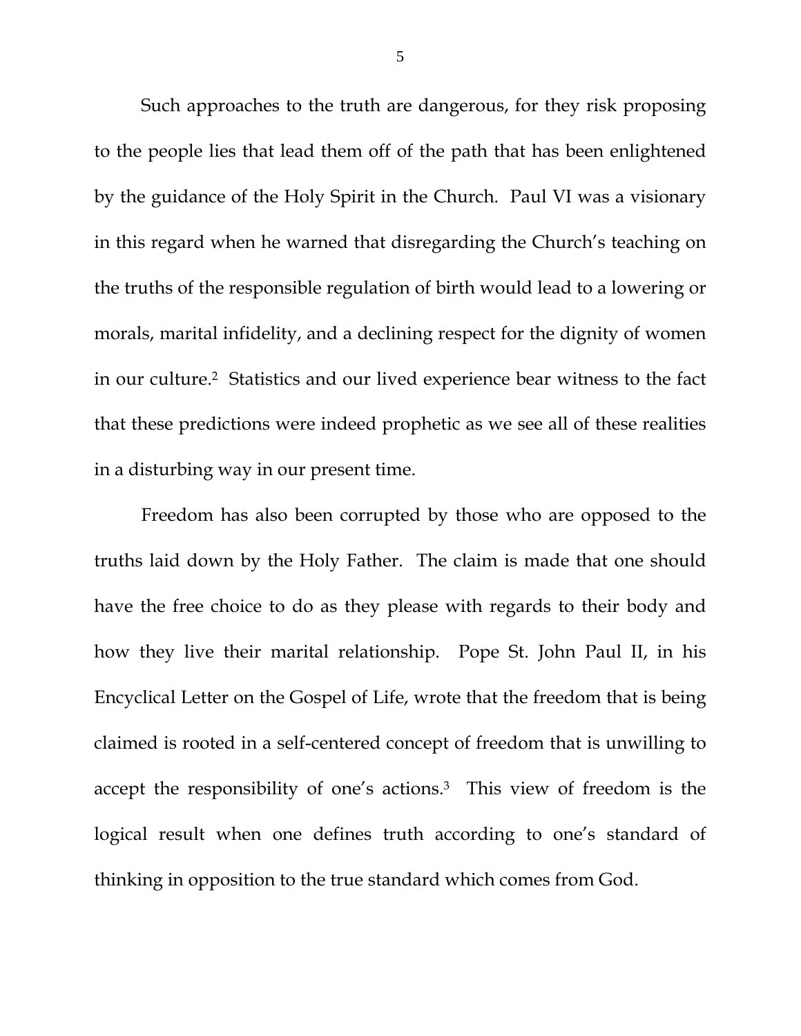Such approaches to the truth are dangerous, for they risk proposing to the people lies that lead them off of the path that has been enlightened by the guidance of the Holy Spirit in the Church. Paul VI was a visionary in this regard when he warned that disregarding the Church's teaching on the truths of the responsible regulation of birth would lead to a lowering or morals, marital infidelity, and a declining respect for the dignity of women in our culture.[2] Statistics and our lived experience bear witness to the fact that these predictions were indeed prophetic as we see all of these realities in a disturbing way in our present time.

Freedom has also been corrupted by those who are opposed to the truths laid down by the Holy Father. The claim is made that one should have the free choice to do as they please with regards to their body and how they live their marital relationship. Pope St. John Paul II, in his Encyclical Letter on the Gospel of Life, wrote that the freedom that is being claimed is rooted in a self-centered concept of freedom that is unwilling to accept the responsibility of one's actions.[3] This view of freedom is the logical result when one defines truth according to one's standard of thinking in opposition to the true standard which comes from God.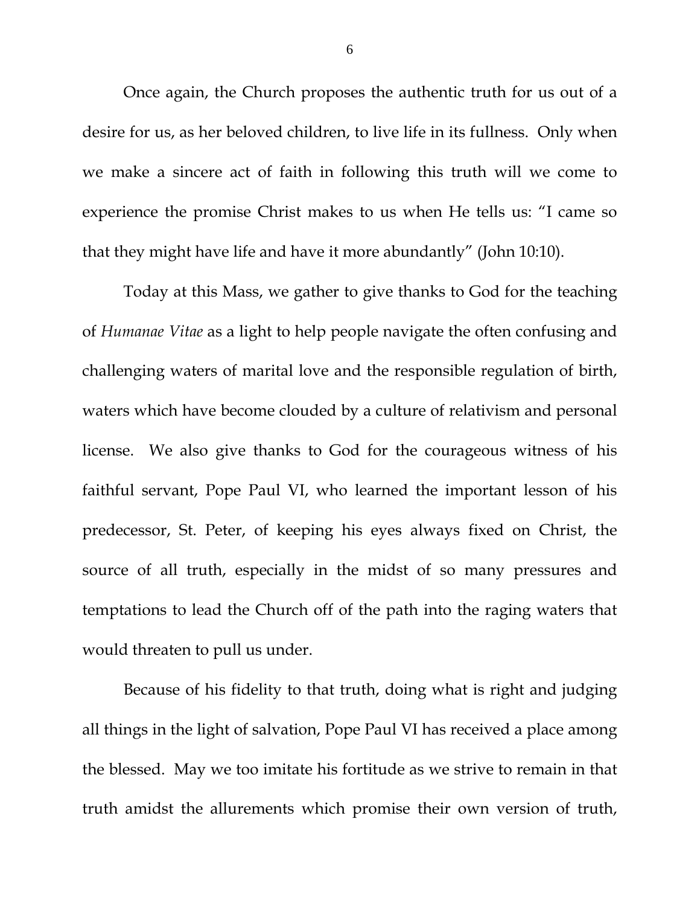Once again, the Church proposes the authentic truth for us out of a desire for us, as her beloved children, to live life in its fullness. Only when we make a sincere act of faith in following this truth will we come to experience the promise Christ makes to us when He tells us: "I came so that they might have life and have it more abundantly" (John 10:10).

Today at this Mass, we gather to give thanks to God for the teaching of *Humanae Vitae* as a light to help people navigate the often confusing and challenging waters of marital love and the responsible regulation of birth, waters which have become clouded by a culture of relativism and personal license. We also give thanks to God for the courageous witness of his faithful servant, Pope Paul VI, who learned the important lesson of his predecessor, St. Peter, of keeping his eyes always fixed on Christ, the source of all truth, especially in the midst of so many pressures and temptations to lead the Church off of the path into the raging waters that would threaten to pull us under.

Because of his fidelity to that truth, doing what is right and judging all things in the light of salvation, Pope Paul VI has received a place among the blessed. May we too imitate his fortitude as we strive to remain in that truth amidst the allurements which promise their own version of truth,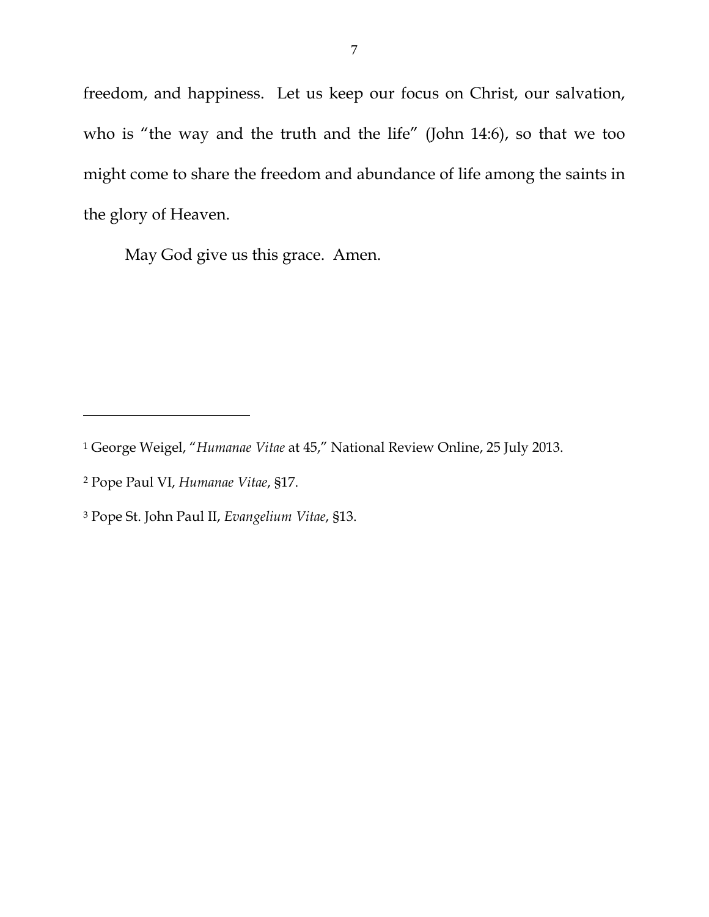freedom, and happiness. Let us keep our focus on Christ, our salvation, who is "the way and the truth and the life" (John 14:6), so that we too might come to share the freedom and abundance of life among the saints in the glory of Heaven.

May God give us this grace. Amen.

---

[1] George Weigel, "*Humanae Vitae* at 45," National Review Online, 25 July 2013.

[2] Pope Paul VI, *Humanae Vitae*, §17.

[3] Pope St. John Paul II, *Evangelium Vitae*, §13.